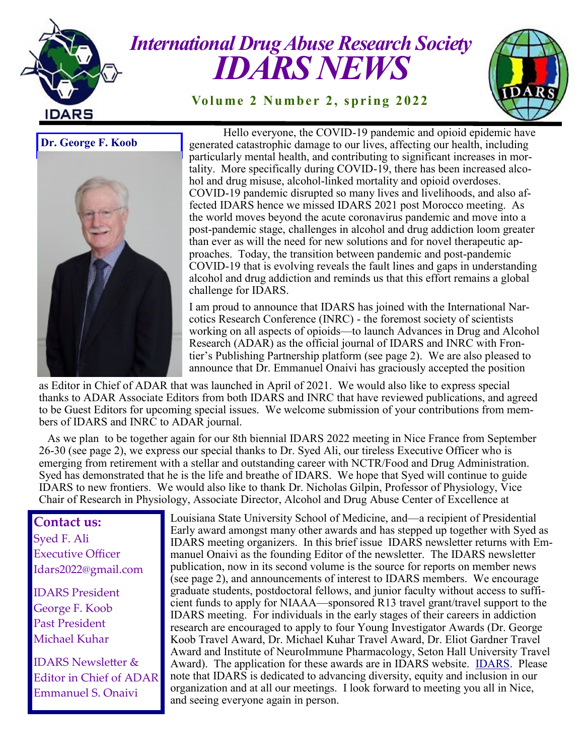# International Drug Abuse Research Society
# IDARS NEWS

**Volume 2 Number 2, spring 2022**

**Dr. George F. Koob**

Hello everyone, the COVID-19 pandemic and opioid epidemic have generated catastrophic damage to our lives, affecting our health, including particularly mental health, and contributing to significant increases in mortality. More specifically during COVID-19, there has been increased alcohol and drug misuse, alcohol-linked mortality and opioid overdoses. COVID-19 pandemic disrupted so many lives and livelihoods, and also affected IDARS hence we missed IDARS 2021 post Morocco meeting. As the world moves beyond the acute coronavirus pandemic and move into a post-pandemic stage, challenges in alcohol and drug addiction loom greater than ever as will the need for new solutions and for novel therapeutic approaches. Today, the transition between pandemic and post-pandemic COVID-19 that is evolving reveals the fault lines and gaps in understanding alcohol and drug addiction and reminds us that this effort remains a global challenge for IDARS.

I am proud to announce that IDARS has joined with the International Narcotics Research Conference (INRC) - the foremost society of scientists working on all aspects of opioids—to launch Advances in Drug and Alcohol Research (ADAR) as the official journal of IDARS and INRC with Frontier's Publishing Partnership platform (see page 2). We are also pleased to announce that Dr. Emmanuel Onaivi has graciously accepted the position as Editor in Chief of ADAR that was launched in April of 2021. We would also like to express special thanks to ADAR Associate Editors from both IDARS and INRC that have reviewed publications, and agreed to be Guest Editors for upcoming special issues. We welcome submission of your contributions from members of IDARS and INRC to ADAR journal.

As we plan to be together again for our 8th biennial IDARS 2022 meeting in Nice France from September 26-30 (see page 2), we express our special thanks to Dr. Syed Ali, our tireless Executive Officer who is emerging from retirement with a stellar and outstanding career with NCTR/Food and Drug Administration. Syed has demonstrated that he is the life and breathe of IDARS. We hope that Syed will continue to guide IDARS to new frontiers. We would also like to thank Dr. Nicholas Gilpin, Professor of Physiology, Vice Chair of Research in Physiology, Associate Director, Alcohol and Drug Abuse Center of Excellence at Louisiana State University School of Medicine, and—a recipient of Presidential Early award amongst many other awards and has stepped up together with Syed as IDARS meeting organizers. In this brief issue IDARS newsletter returns with Emmanuel Onaivi as the founding Editor of the newsletter. The IDARS newsletter publication, now in its second volume is the source for reports on member news (see page 2), and announcements of interest to IDARS members. We encourage graduate students, postdoctoral fellows, and junior faculty without access to sufficient funds to apply for NIAAA—sponsored R13 travel grant/travel support to the IDARS meeting. For individuals in the early stages of their careers in addiction research are encouraged to apply to four Young Investigator Awards (Dr. George Koob Travel Award, Dr. Michael Kuhar Travel Award, Dr. Eliot Gardner Travel Award and Institute of NeuroImmune Pharmacology, Seton Hall University Travel Award). The application for these awards are in IDARS website. [IDARS]. Please note that IDARS is dedicated to advancing diversity, equity and inclusion in our organization and at all our meetings. I look forward to meeting you all in Nice, and seeing everyone again in person.

**Contact us:**

Syed F. Ali
Executive Officer
Idars2022@gmail.com

IDARS President
George F. Koob
Past President
Michael Kuhar

IDARS Newsletter &
Editor in Chief of ADAR
Emmanuel S. Onaivi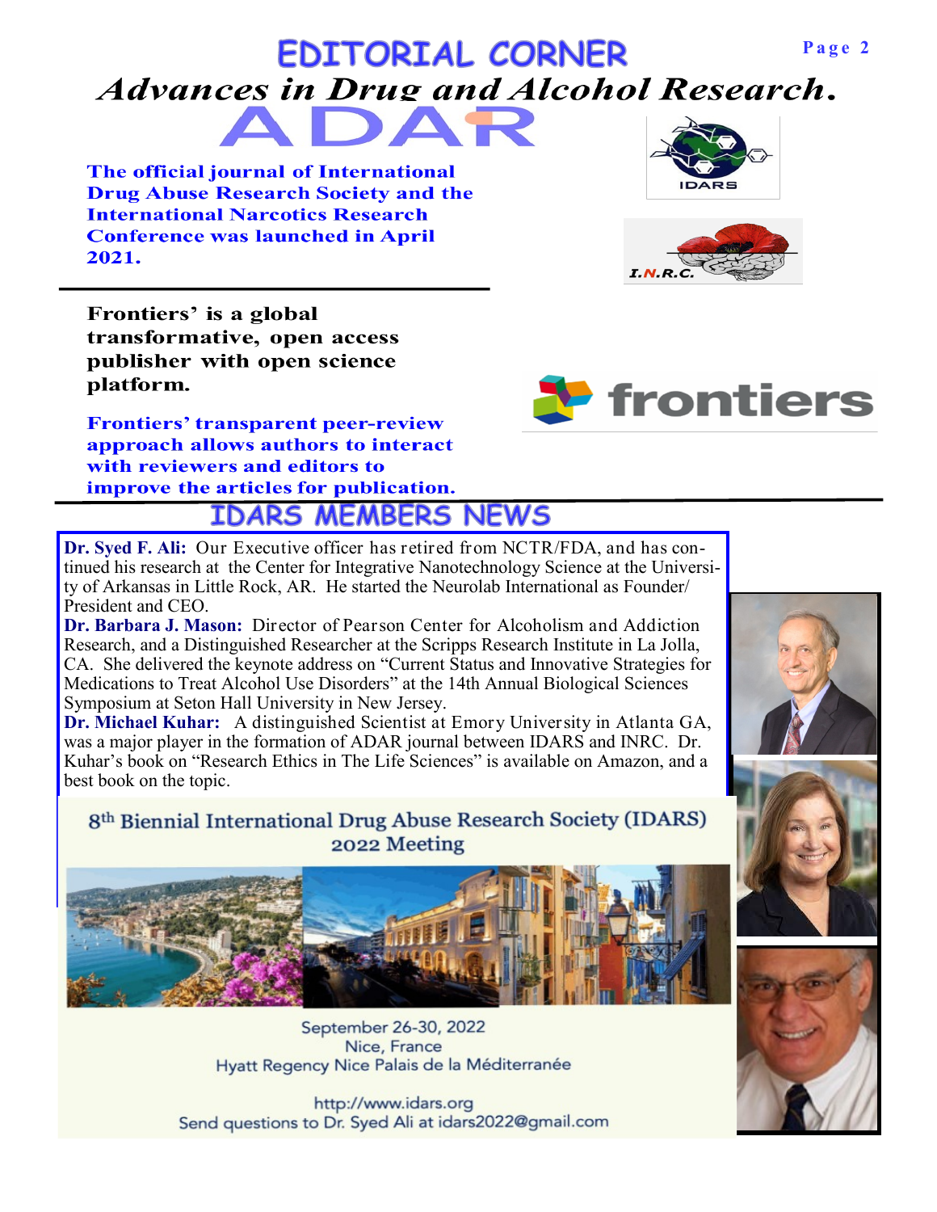# EDITORIAL CORNER

## *Advances in Drug and Alcohol Research.*

ADAR

**The official journal of International Drug Abuse Research Society and the International Narcotics Research Conference was launched in April 2021.**

IDARS

I.N.R.C.

**Frontiers' is a global transformative, open access publisher with open science platform.**

**Frontiers' transparent peer-review approach allows authors to interact with reviewers and editors to improve the articles for publication.**

frontiers

# IDARS MEMBERS NEWS

**Dr. Syed F. Ali:** Our Executive officer has retired from NCTR/FDA, and has continued his research at the Center for Integrative Nanotechnology Science at the University of Arkansas in Little Rock, AR. He started the Neurolab International as Founder/ President and CEO.

**Dr. Barbara J. Mason:** Director of Pearson Center for Alcoholism and Addiction Research, and a Distinguished Researcher at the Scripps Research Institute in La Jolla, CA. She delivered the keynote address on "Current Status and Innovative Strategies for Medications to Treat Alcohol Use Disorders" at the 14th Annual Biological Sciences Symposium at Seton Hall University in New Jersey.

**Dr. Michael Kuhar:** A distinguished Scientist at Emory University in Atlanta GA, was a major player in the formation of ADAR journal between IDARS and INRC. Dr. Kuhar's book on "Research Ethics in The Life Sciences" is available on Amazon, and a best book on the topic.

## 8th Biennial International Drug Abuse Research Society (IDARS) 2022 Meeting

September 26-30, 2022
Nice, France
Hyatt Regency Nice Palais de la Méditerranée

http://www.idars.org
Send questions to Dr. Syed Ali at idars2022@gmail.com